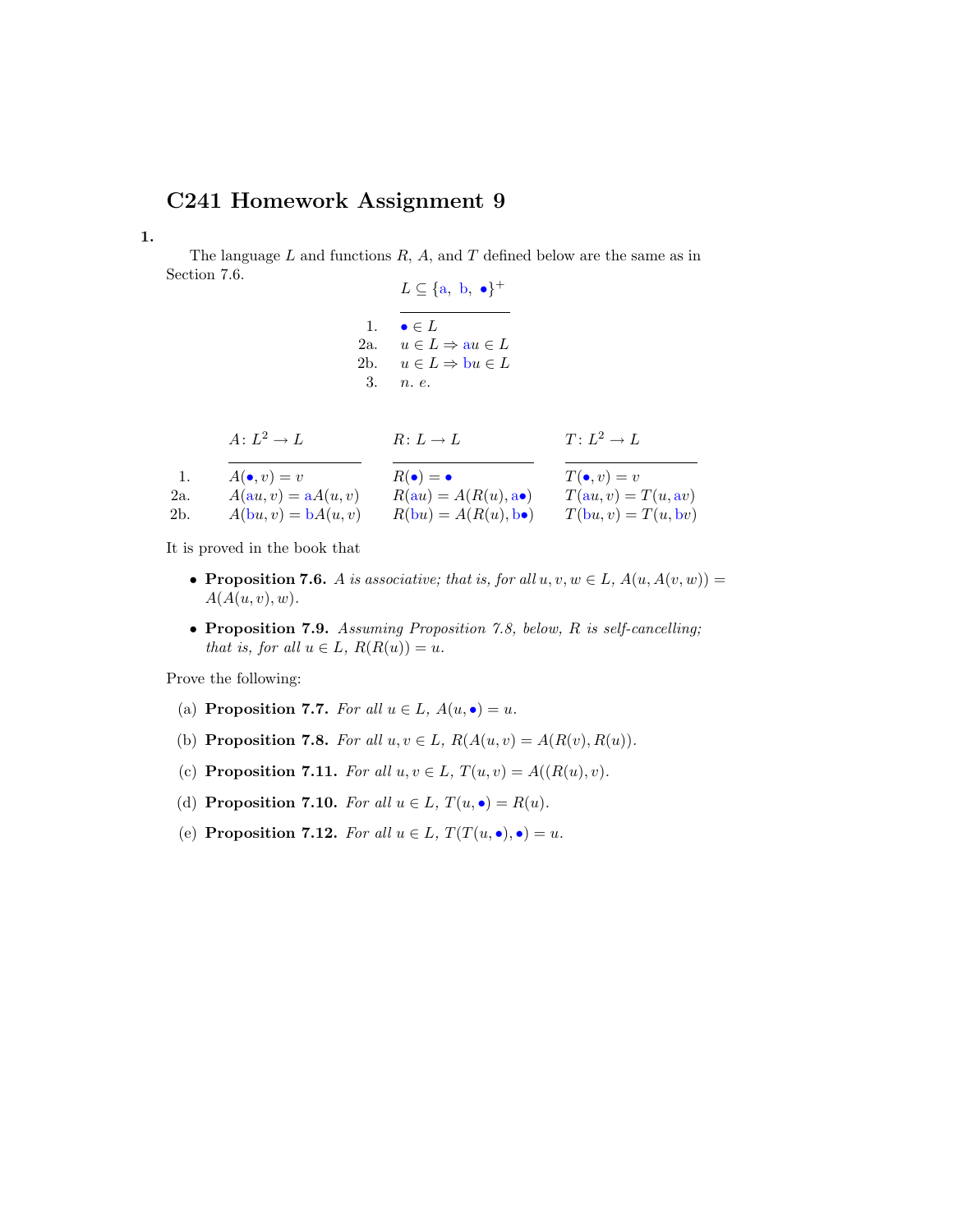# C241 Homework Assignment 9

**1.**

The language $L$ and functions $R$, $A$, and $T$ defined below are the same as in Section 7.6.

| | $L \subseteq \{\text{a},\ \text{b},\ \bullet\}^+$ |
|---|---|
| 1. | $\bullet \in L$ |
| 2a. | $u \in L \Rightarrow \text{a}u \in L$ |
| 2b. | $u \in L \Rightarrow \text{b}u \in L$ |
| 3. | *n. e.* |

| | $A\colon L^2 \to L$ | $R\colon L \to L$ | $T\colon L^2 \to L$ |
|---|---|---|---|
| 1. | $A(\bullet, v) = v$ | $R(\bullet) = \bullet$ | $T(\bullet, v) = v$ |
| 2a. | $A(\text{a}u, v) = \text{a}A(u, v)$ | $R(\text{a}u) = A(R(u), \text{a}\bullet)$ | $T(\text{a}u, v) = T(u, \text{a}v)$ |
| 2b. | $A(\text{b}u, v) = \text{b}A(u, v)$ | $R(\text{b}u) = A(R(u), \text{b}\bullet)$ | $T(\text{b}u, v) = T(u, \text{b}v)$ |

It is proved in the book that

- **Proposition 7.6.** *$A$ is associative; that is, for all $u, v, w \in L$, $A(u, A(v, w)) = A(A(u, v), w)$.*
- **Proposition 7.9.** *Assuming Proposition 7.8, below, $R$ is self-cancelling; that is, for all $u \in L$, $R(R(u)) = u$.*

Prove the following:

(a) **Proposition 7.7.** *For all $u \in L$, $A(u, \bullet) = u$.*

(b) **Proposition 7.8.** *For all $u, v \in L$, $R(A(u, v) = A(R(v), R(u))$.*

(c) **Proposition 7.11.** *For all $u, v \in L$, $T(u, v) = A((R(u), v)$.*

(d) **Proposition 7.10.** *For all $u \in L$, $T(u, \bullet) = R(u)$.*

(e) **Proposition 7.12.** *For all $u \in L$, $T(T(u, \bullet), \bullet) = u$.*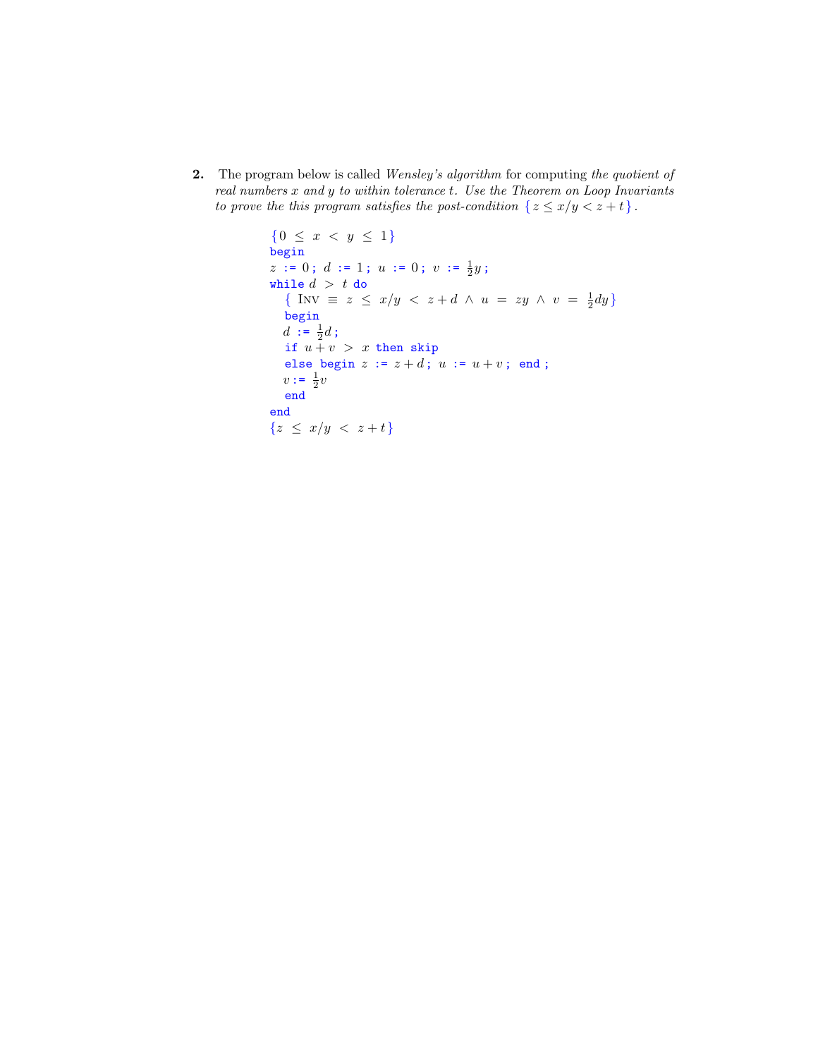**2.** The program below is called *Wensley's algorithm* for computing *the quotient of real numbers $x$ and $y$ to within tolerance $t$. Use the Theorem on Loop Invariants to prove the this program satisfies the post-condition* $\{z \leq x/y < z+t\}$.

```
{0 ≤ x < y ≤ 1}
begin
z := 0; d := 1; u := 0; v := ½y;
while d > t do
  { INV ≡ z ≤ x/y < z+d ∧ u = zy ∧ v = ½dy}
  begin
  d := ½d;
  if u+v > x then skip
  else begin z := z+d; u := u+v; end;
  v := ½v
  end
end
{z ≤ x/y < z+t}
```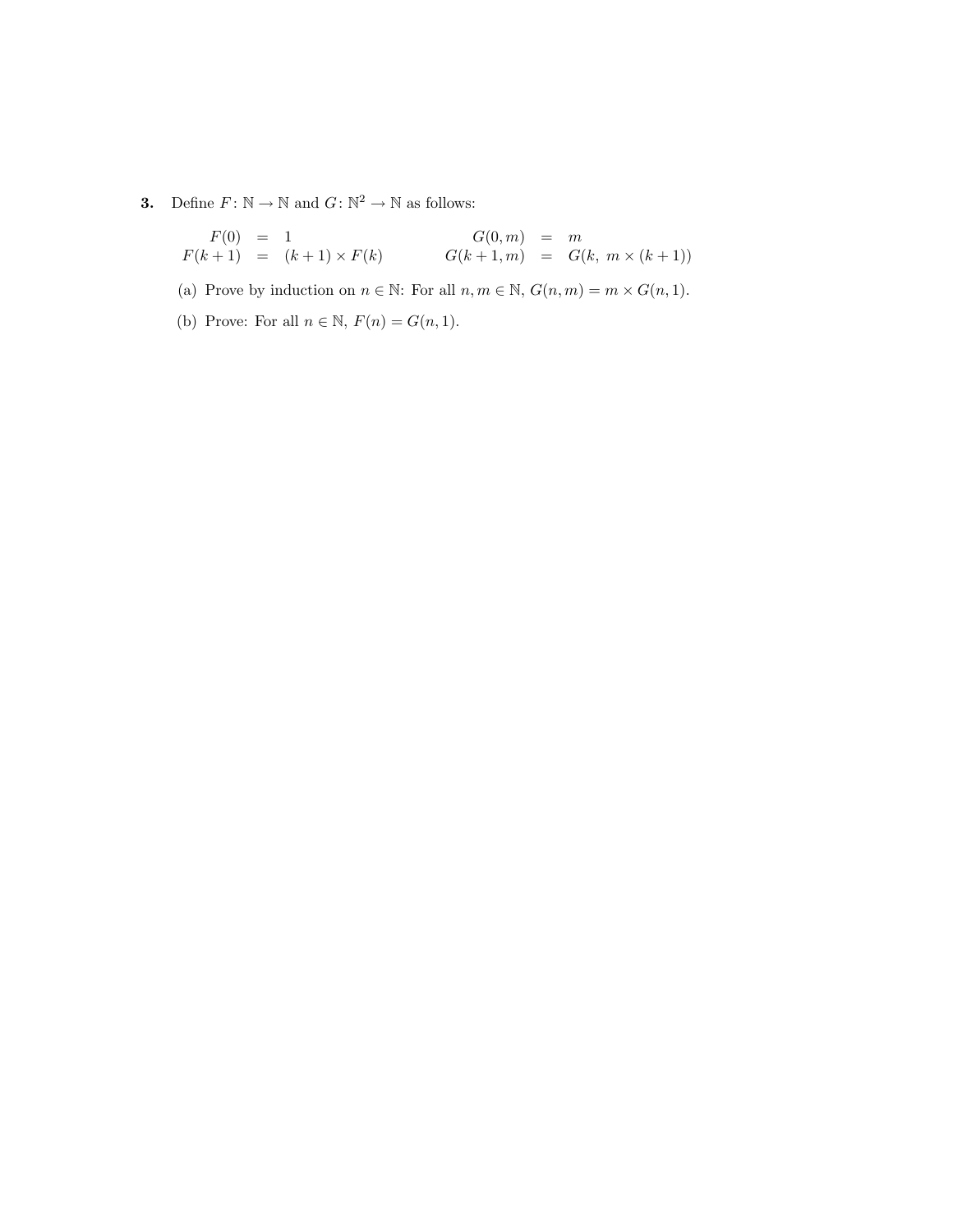**3.** Define $F\colon \mathbb{N} \to \mathbb{N}$ and $G\colon \mathbb{N}^2 \to \mathbb{N}$ as follows:

$$
\begin{aligned}
F(0) &= 1 & \qquad G(0, m) &= m \\
F(k+1) &= (k+1) \times F(k) & \qquad G(k+1, m) &= G(k,\ m \times (k+1))
\end{aligned}
$$

(a) Prove by induction on $n \in \mathbb{N}$: For all $n, m \in \mathbb{N}$, $G(n, m) = m \times G(n, 1)$.

(b) Prove: For all $n \in \mathbb{N}$, $F(n) = G(n, 1)$.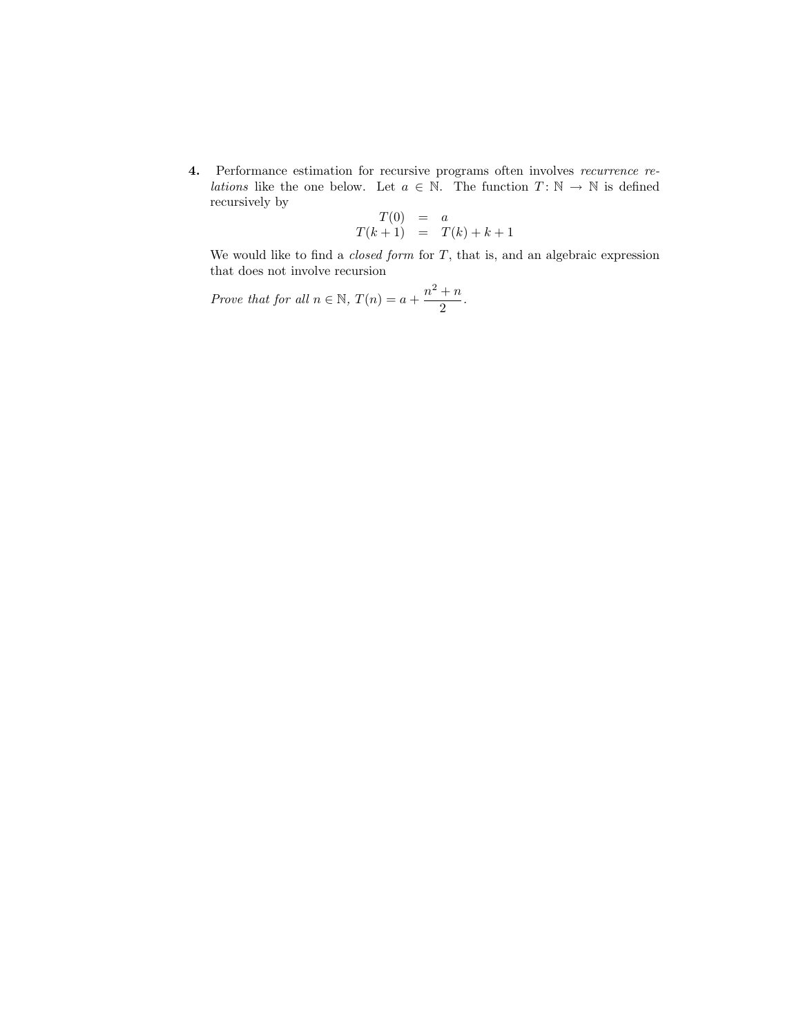**4.** Performance estimation for recursive programs often involves *recurrence relations* like the one below. Let $a \in \mathbb{N}$. The function $T\colon \mathbb{N} \to \mathbb{N}$ is defined recursively by

$$
\begin{aligned}
T(0) &= a \\
T(k+1) &= T(k) + k + 1
\end{aligned}
$$

We would like to find a *closed form* for $T$, that is, and an algebraic expression that does not involve recursion

*Prove that for all* $n \in \mathbb{N}$, $T(n) = a + \dfrac{n^2 + n}{2}$.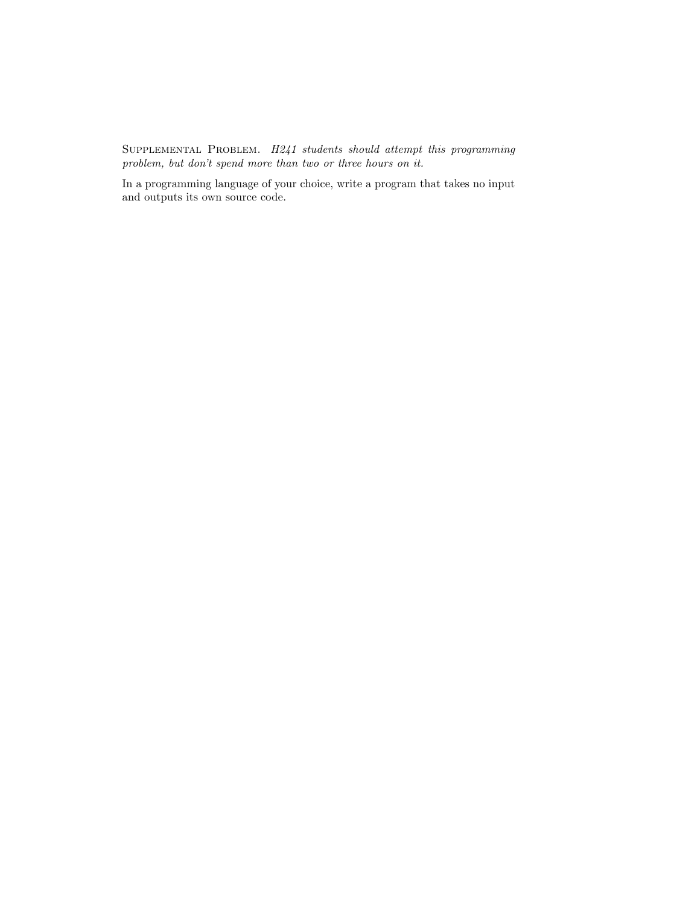Supplemental Problem. *H241 students should attempt this programming problem, but don't spend more than two or three hours on it.*

In a programming language of your choice, write a program that takes no input and outputs its own source code.